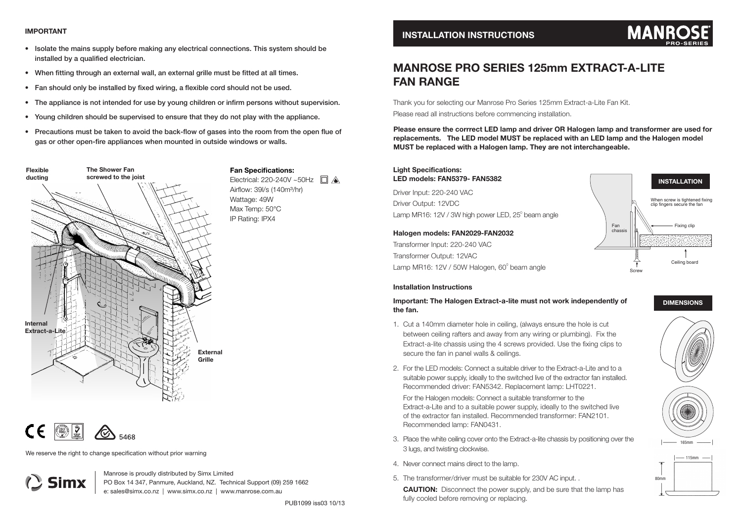**IMPORTANT**

- **Isolate the mains supply before making any electrical connections. This system should be installed by a qualified electrician.**
- **When fitting through an external wall, an external grille must be fitted at all times.**
- **Fan should only be installed by fixed wiring, a flexible cord should not be used.**
- **The appliance is not intended for use by young children or infirm persons without supervision.**
- **Young children should be supervised to ensure that they do not play with the appliance.**
- **Precautions must be taken to avoid the back-flow of gases into the room from the open flue of gas or other open-fire appliances when mounted in outside windows or walls.**

Flexible ducting

The Shower Fan screwed to the joist

Internal Extract-a-Lite

External Grille

**Fan Specifications:**

Electrical: 220-240V ~50Hz
Airflow: 39l/s (140m³/hr)
Wattage: 49W
Max Temp: 50°C
IP Rating: IPX4

5468

We reserve the right to change specification without prior warning

Manrose is proudly distributed by Simx Limited
PO Box 14 347, Panmure, Auckland, NZ. Technical Support (09) 259 1662
e: sales@simx.co.nz | www.simx.co.nz | www.manrose.com.au

PUB1099 iss03 10/13

## INSTALLATION INSTRUCTIONS

MANROSE PRO-SERIES

# MANROSE PRO SERIES 125mm EXTRACT-A-LITE FAN RANGE

Thank you for selecting our Manrose Pro Series 125mm Extract-a-Lite Fan Kit.
Please read all instructions before commencing installation.

**Please ensure the corrrect LED lamp and driver OR Halogen lamp and transformer are used for replacements. The LED model MUST be replaced with an LED lamp and the Halogen model MUST be replaced with a Halogen lamp. They are not interchangeable.**

**Light Specifications:**
**LED models: FAN5379- FAN5382**

Driver Input: 220-240 VAC
Driver Output: 12VDC
Lamp MR16: 12V / 3W high power LED, 25° beam angle

**Halogen models: FAN2029-FAN2032**

Transformer Input: 220-240 VAC
Transformer Output: 12VAC
Lamp MR16: 12V / 50W Halogen, 60° beam angle

**INSTALLATION**

When screw is tightened fixing clip fingers secure the fan

Fan chassis

Fixing clip

Ceiling board

Screw

**Installation Instructions**

**Important: The Halogen Extract-a-lite must not work independently of the fan.**

1. Cut a 140mm diameter hole in ceiling, (always ensure the hole is cut between ceiling rafters and away from any wiring or plumbing). Fix the Extract-a-lite chassis using the 4 screws provided. Use the fixing clips to secure the fan in panel walls & ceilings.
2. For the LED models: Connect a suitable driver to the Extract-a-Lite and to a suitable power supply, ideally to the switched live of the extractor fan installed. Recommended driver: FAN5342. Replacement lamp: LHT0221.

   For the Halogen models: Connect a suitable transformer to the Extract-a-Lite and to a suitable power supply, ideally to the switched live of the extractor fan installed. Recommended transformer: FAN2101. Recommended lamp: FAN0431.
3. Place the white ceiling cover onto the Extract-a-lite chassis by positioning over the 3 lugs, and twisting clockwise.
4. Never connect mains direct to the lamp.
5. The transformer/driver must be suitable for 230V AC input. .

   **CAUTION:** Disconnect the power supply, and be sure that the lamp has fully cooled before removing or replacing.

**DIMENSIONS**

165mm

115mm

80mm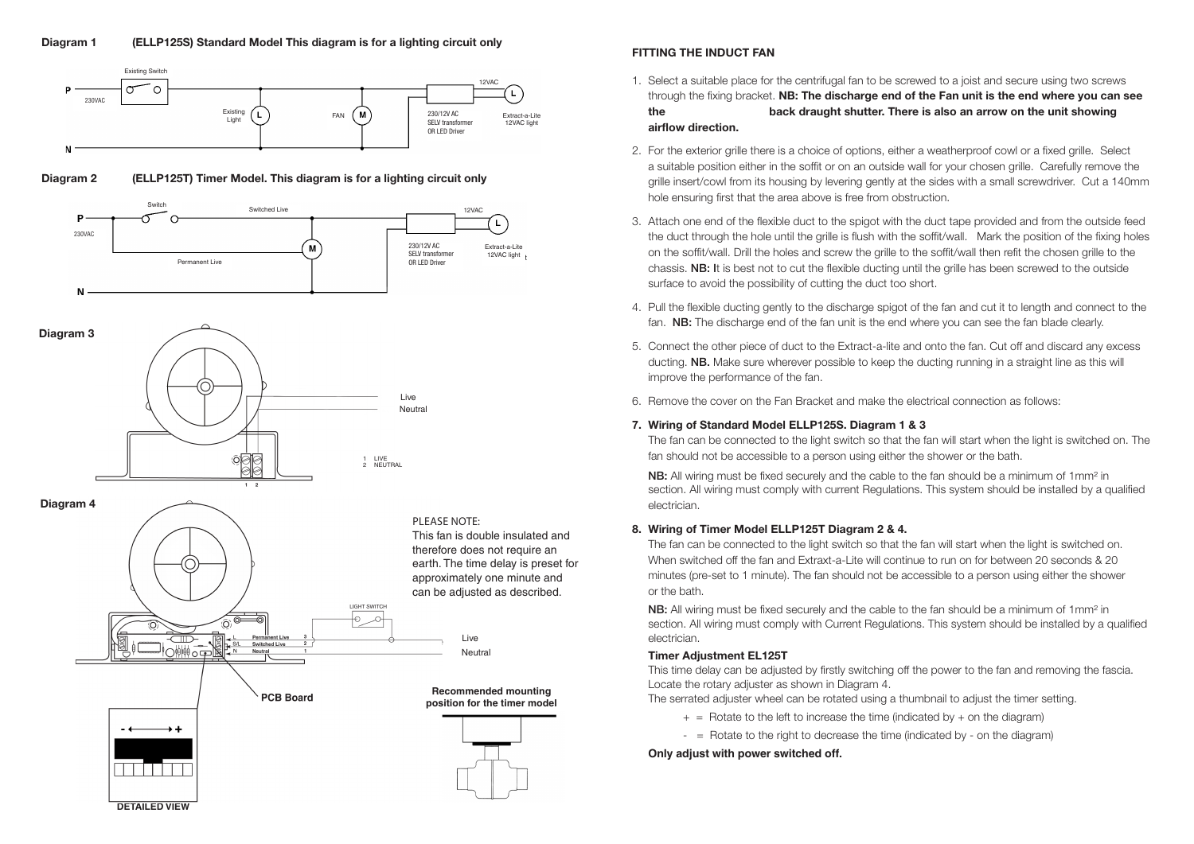**Diagram 1** **(ELLP125S) Standard Model This diagram is for a lighting circuit only**

Existing Switch
P
230VAC
N
Existing Light
FAN
230/12V AC SELV transformer OR LED Driver
12VAC
Extract-a-Lite 12VAC light

**Diagram 2** **(ELLP125T) Timer Model. This diagram is for a lighting circuit only**

Switch
Switched Live
P
230VAC
Permanent Live
N
230/12V AC SELV transformer OR LED Driver
12VAC
Extract-a-Lite 12VAC light

**Diagram 3**

Live
Neutral
1 LIVE
2 NEUTRAL

**Diagram 4**

PLEASE NOTE:
This fan is double insulated and therefore does not require an earth. The time delay is preset for approximately one minute and can be adjusted as described.

LIGHT SWITCH
Permanent Live 3
Switched Live 2
Neutral 1
Live
Neutral
**PCB Board**
DETAILED VIEW

**Recommended mounting position for the timer model**

### FITTING THE INDUCT FAN

1. Select a suitable place for the centrifugal fan to be screwed to a joist and secure using two screws through the fixing bracket. **NB: The discharge end of the Fan unit is the end where you can see the back draught shutter. There is also an arrow on the unit showing airflow direction.**
2. For the exterior grille there is a choice of options, either a weatherproof cowl or a fixed grille. Select a suitable position either in the soffit or on an outside wall for your chosen grille. Carefully remove the grille insert/cowl from its housing by levering gently at the sides with a small screwdriver. Cut a 140mm hole ensuring first that the area above is free from obstruction.
3. Attach one end of the flexible duct to the spigot with the duct tape provided and from the outside feed the duct through the hole until the grille is flush with the soffit/wall. Mark the position of the fixing holes on the soffit/wall. Drill the holes and screw the grille to the soffit/wall then refit the chosen grille to the chassis. **NB:** It is best not to cut the flexible ducting until the grille has been screwed to the outside surface to avoid the possibility of cutting the duct too short.
4. Pull the flexible ducting gently to the discharge spigot of the fan and cut it to length and connect to the fan. **NB:** The discharge end of the fan unit is the end where you can see the fan blade clearly.
5. Connect the other piece of duct to the Extract-a-lite and onto the fan. Cut off and discard any excess ducting. **NB.** Make sure wherever possible to keep the ducting running in a straight line as this will improve the performance of the fan.
6. Remove the cover on the Fan Bracket and make the electrical connection as follows:
7. **Wiring of Standard Model ELLP125S. Diagram 1 & 3**
   The fan can be connected to the light switch so that the fan will start when the light is switched on. The fan should not be accessible to a person using either the shower or the bath.

   **NB:** All wiring must be fixed securely and the cable to the fan should be a minimum of 1mm² in section. All wiring must comply with current Regulations. This system should be installed by a qualified electrician.
8. **Wiring of Timer Model ELLP125T Diagram 2 & 4.**
   The fan can be connected to the light switch so that the fan will start when the light is switched on. When switched off the fan and Extraxt-a-Lite will continue to run on for between 20 seconds & 20 minutes (pre-set to 1 minute). The fan should not be accessible to a person using either the shower or the bath.

   **NB:** All wiring must be fixed securely and the cable to the fan should be a minimum of 1mm² in section. All wiring must comply with Current Regulations. This system should be installed by a qualified electrician.

#### Timer Adjustment EL125T

This time delay can be adjusted by firstly switching off the power to the fan and removing the fascia. Locate the rotary adjuster as shown in Diagram 4.
The serrated adjuster wheel can be rotated using a thumbnail to adjust the timer setting.

- + = Rotate to the left to increase the time (indicated by + on the diagram)
- - = Rotate to the right to decrease the time (indicated by - on the diagram)

**Only adjust with power switched off.**